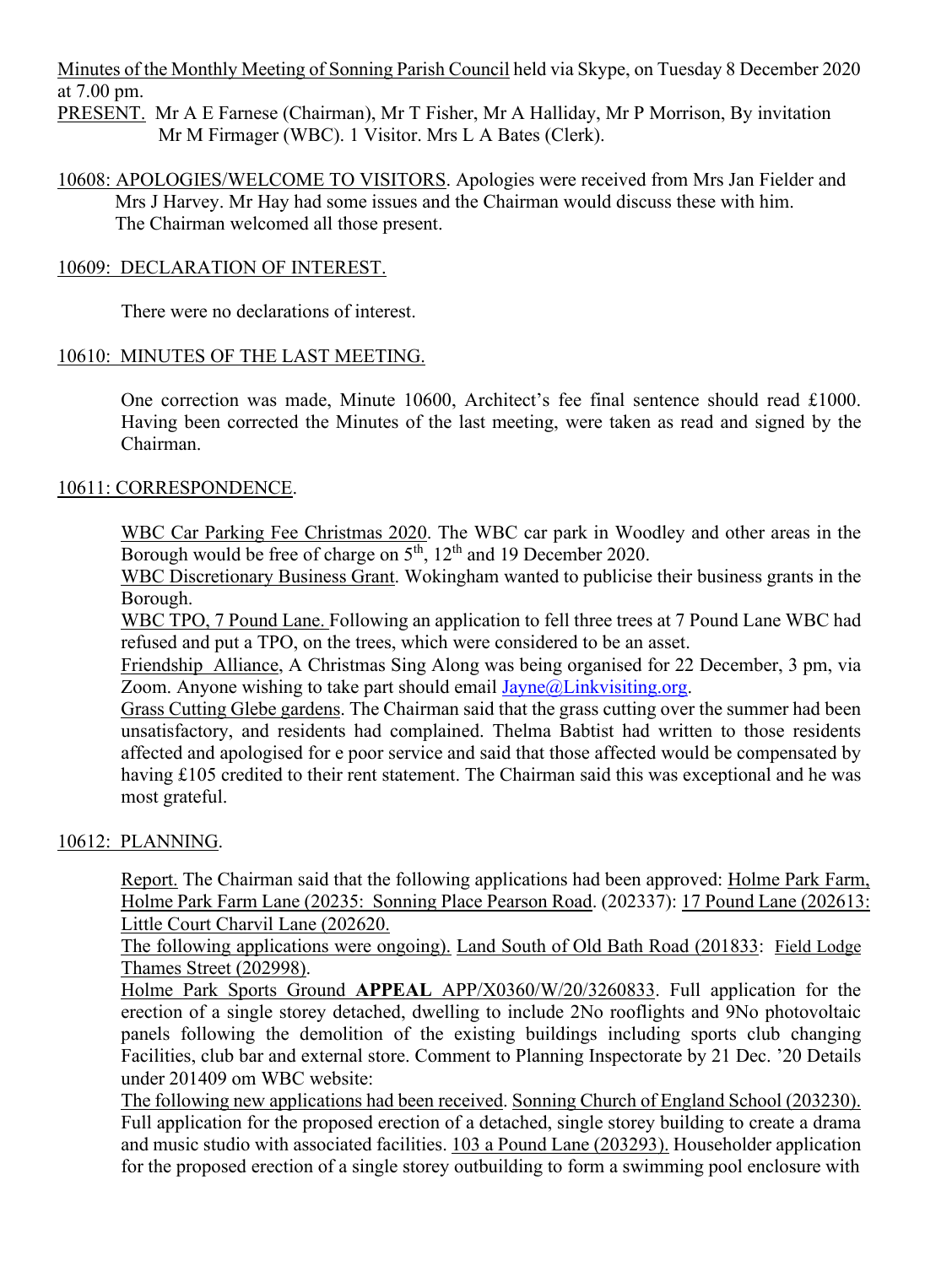Minutes of the Monthly Meeting of Sonning Parish Council held via Skype, on Tuesday 8 December 2020 at 7.00 pm.

PRESENT. Mr A E Farnese (Chairman), Mr T Fisher, Mr A Halliday, Mr P Morrison, By invitation Mr M Firmager (WBC). 1 Visitor. Mrs L A Bates (Clerk).

10608: APOLOGIES/WELCOME TO VISITORS. Apologies were received from Mrs Jan Fielder and Mrs J Harvey. Mr Hay had some issues and the Chairman would discuss these with him. The Chairman welcomed all those present.

10609: DECLARATION OF INTEREST.

There were no declarations of interest.

10610: MINUTES OF THE LAST MEETING.

One correction was made, Minute 10600, Architect's fee final sentence should read £1000. Having been corrected the Minutes of the last meeting, were taken as read and signed by the Chairman.

10611: CORRESPONDENCE.

WBC Car Parking Fee Christmas 2020. The WBC car park in Woodley and other areas in the Borough would be free of charge on 5th, 12th and 19 December 2020.

WBC Discretionary Business Grant. Wokingham wanted to publicise their business grants in the Borough.

WBC TPO, 7 Pound Lane. Following an application to fell three trees at 7 Pound Lane WBC had refused and put a TPO, on the trees, which were considered to be an asset.

Friendship Alliance, A Christmas Sing Along was being organised for 22 December, 3 pm, via Zoom. Anyone wishing to take part should email Jayne@Linkvisiting.org.

Grass Cutting Glebe gardens. The Chairman said that the grass cutting over the summer had been unsatisfactory, and residents had complained. Thelma Babtist had written to those residents affected and apologised for e poor service and said that those affected would be compensated by having £105 credited to their rent statement. The Chairman said this was exceptional and he was most grateful.

10612: PLANNING.

Report. The Chairman said that the following applications had been approved: Holme Park Farm, Holme Park Farm Lane (20235: Sonning Place Pearson Road. (202337): 17 Pound Lane (202613: Little Court Charvil Lane (202620.

The following applications were ongoing). Land South of Old Bath Road (201833: Field Lodge Thames Street (202998).

Holme Park Sports Ground **APPEAL** APP/X0360/W/20/3260833. Full application for the erection of a single storey detached, dwelling to include 2No rooflights and 9No photovoltaic panels following the demolition of the existing buildings including sports club changing Facilities, club bar and external store. Comment to Planning Inspectorate by 21 Dec. '20 Details under 201409 om WBC website:

The following new applications had been received. Sonning Church of England School (203230). Full application for the proposed erection of a detached, single storey building to create a drama and music studio with associated facilities. 103 a Pound Lane (203293). Householder application for the proposed erection of a single storey outbuilding to form a swimming pool enclosure with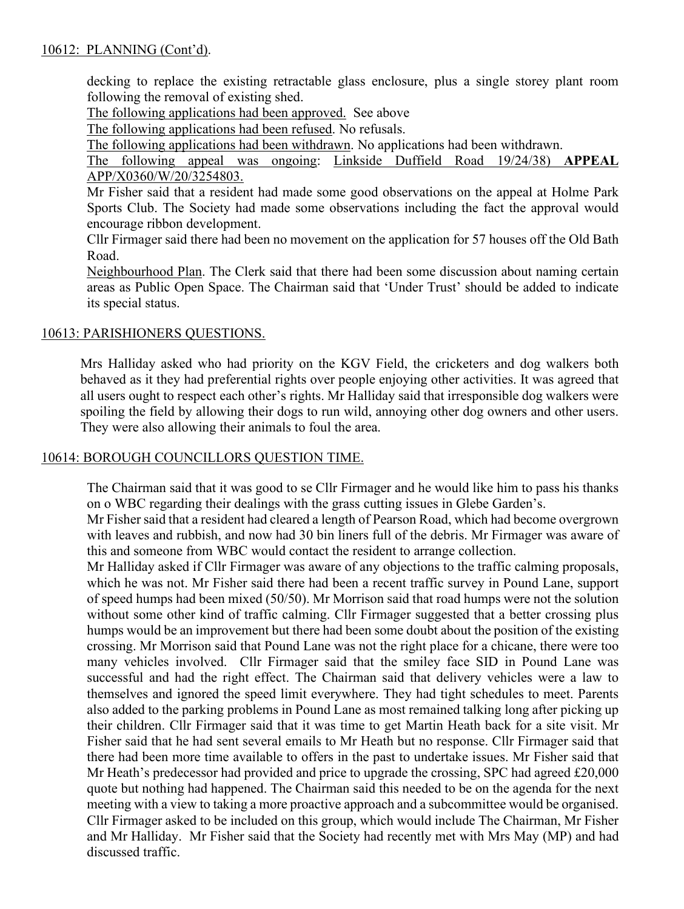10612: PLANNING (Cont'd).

decking to replace the existing retractable glass enclosure, plus a single storey plant room following the removal of existing shed.

The following applications had been approved. See above

The following applications had been refused. No refusals.

The following applications had been withdrawn. No applications had been withdrawn.

The following appeal was ongoing: Linkside Duffield Road 19/24/38) **APPEAL** APP/X0360/W/20/3254803.

Mr Fisher said that a resident had made some good observations on the appeal at Holme Park Sports Club. The Society had made some observations including the fact the approval would encourage ribbon development.

Cllr Firmager said there had been no movement on the application for 57 houses off the Old Bath Road.

Neighbourhood Plan. The Clerk said that there had been some discussion about naming certain areas as Public Open Space. The Chairman said that 'Under Trust' should be added to indicate its special status.

10613: PARISHIONERS QUESTIONS.

Mrs Halliday asked who had priority on the KGV Field, the cricketers and dog walkers both behaved as it they had preferential rights over people enjoying other activities. It was agreed that all users ought to respect each other's rights. Mr Halliday said that irresponsible dog walkers were spoiling the field by allowing their dogs to run wild, annoying other dog owners and other users. They were also allowing their animals to foul the area.

10614: BOROUGH COUNCILLORS QUESTION TIME.

The Chairman said that it was good to se Cllr Firmager and he would like him to pass his thanks on o WBC regarding their dealings with the grass cutting issues in Glebe Garden's.

Mr Fisher said that a resident had cleared a length of Pearson Road, which had become overgrown with leaves and rubbish, and now had 30 bin liners full of the debris. Mr Firmager was aware of this and someone from WBC would contact the resident to arrange collection.

Mr Halliday asked if Cllr Firmager was aware of any objections to the traffic calming proposals, which he was not. Mr Fisher said there had been a recent traffic survey in Pound Lane, support of speed humps had been mixed (50/50). Mr Morrison said that road humps were not the solution without some other kind of traffic calming. Cllr Firmager suggested that a better crossing plus humps would be an improvement but there had been some doubt about the position of the existing crossing. Mr Morrison said that Pound Lane was not the right place for a chicane, there were too many vehicles involved. Cllr Firmager said that the smiley face SID in Pound Lane was successful and had the right effect. The Chairman said that delivery vehicles were a law to themselves and ignored the speed limit everywhere. They had tight schedules to meet. Parents also added to the parking problems in Pound Lane as most remained talking long after picking up their children. Cllr Firmager said that it was time to get Martin Heath back for a site visit. Mr Fisher said that he had sent several emails to Mr Heath but no response. Cllr Firmager said that there had been more time available to offers in the past to undertake issues. Mr Fisher said that Mr Heath's predecessor had provided and price to upgrade the crossing, SPC had agreed £20,000 quote but nothing had happened. The Chairman said this needed to be on the agenda for the next meeting with a view to taking a more proactive approach and a subcommittee would be organised. Cllr Firmager asked to be included on this group, which would include The Chairman, Mr Fisher and Mr Halliday. Mr Fisher said that the Society had recently met with Mrs May (MP) and had discussed traffic.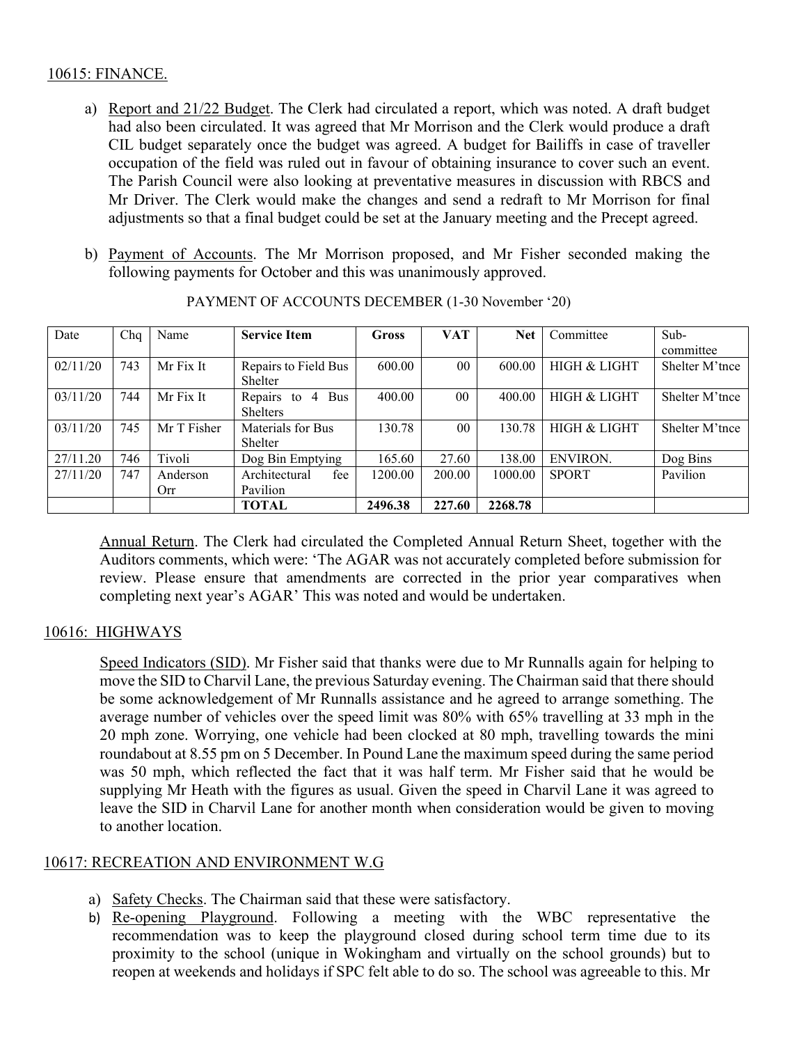10615: FINANCE.

a) Report and 21/22 Budget. The Clerk had circulated a report, which was noted. A draft budget had also been circulated. It was agreed that Mr Morrison and the Clerk would produce a draft CIL budget separately once the budget was agreed. A budget for Bailiffs in case of traveller occupation of the field was ruled out in favour of obtaining insurance to cover such an event. The Parish Council were also looking at preventative measures in discussion with RBCS and Mr Driver. The Clerk would make the changes and send a redraft to Mr Morrison for final adjustments so that a final budget could be set at the January meeting and the Precept agreed.

b) Payment of Accounts. The Mr Morrison proposed, and Mr Fisher seconded making the following payments for October and this was unanimously approved.

PAYMENT OF ACCOUNTS DECEMBER (1-30 November '20)

| Date | Chq | Name | Service Item | Gross | VAT | Net | Committee | Sub-committee |
|---|---|---|---|---|---|---|---|---|
| 02/11/20 | 743 | Mr Fix It | Repairs to Field Bus Shelter | 600.00 | 00 | 600.00 | HIGH & LIGHT | Shelter M'tnce |
| 03/11/20 | 744 | Mr Fix It | Repairs to 4 Bus Shelters | 400.00 | 00 | 400.00 | HIGH & LIGHT | Shelter M'tnce |
| 03/11/20 | 745 | Mr T Fisher | Materials for Bus Shelter | 130.78 | 00 | 130.78 | HIGH & LIGHT | Shelter M'tnce |
| 27/11.20 | 746 | Tivoli | Dog Bin Emptying | 165.60 | 27.60 | 138.00 | ENVIRON. | Dog Bins |
| 27/11/20 | 747 | Anderson Orr | Architectural fee Pavilion | 1200.00 | 200.00 | 1000.00 | SPORT | Pavilion |
| | | | **TOTAL** | **2496.38** | **227.60** | **2268.78** | | |

Annual Return. The Clerk had circulated the Completed Annual Return Sheet, together with the Auditors comments, which were: 'The AGAR was not accurately completed before submission for review. Please ensure that amendments are corrected in the prior year comparatives when completing next year's AGAR' This was noted and would be undertaken.

10616: HIGHWAYS

Speed Indicators (SID). Mr Fisher said that thanks were due to Mr Runnalls again for helping to move the SID to Charvil Lane, the previous Saturday evening. The Chairman said that there should be some acknowledgement of Mr Runnalls assistance and he agreed to arrange something. The average number of vehicles over the speed limit was 80% with 65% travelling at 33 mph in the 20 mph zone. Worrying, one vehicle had been clocked at 80 mph, travelling towards the mini roundabout at 8.55 pm on 5 December. In Pound Lane the maximum speed during the same period was 50 mph, which reflected the fact that it was half term. Mr Fisher said that he would be supplying Mr Heath with the figures as usual. Given the speed in Charvil Lane it was agreed to leave the SID in Charvil Lane for another month when consideration would be given to moving to another location.

10617: RECREATION AND ENVIRONMENT W.G

a) Safety Checks. The Chairman said that these were satisfactory.
b) Re-opening Playground. Following a meeting with the WBC representative the recommendation was to keep the playground closed during school term time due to its proximity to the school (unique in Wokingham and virtually on the school grounds) but to reopen at weekends and holidays if SPC felt able to do so. The school was agreeable to this. Mr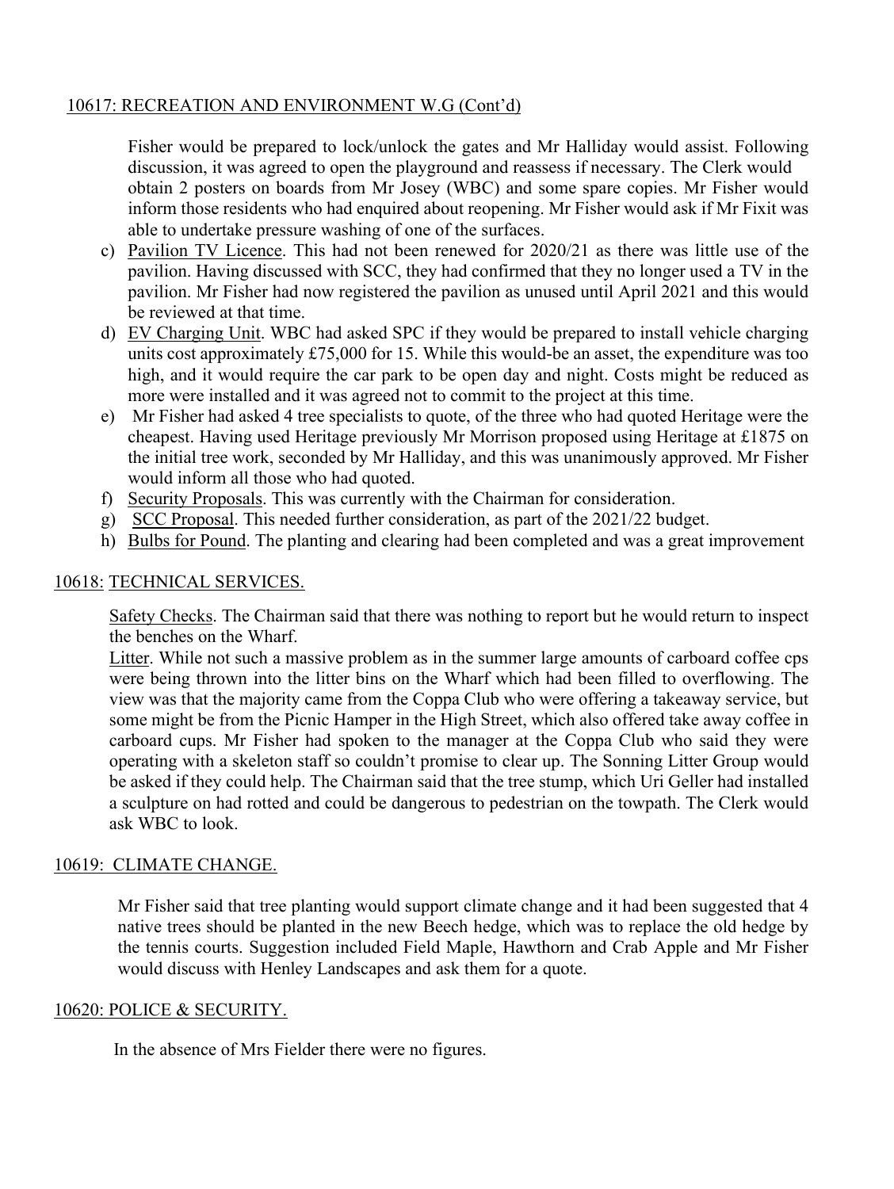## 10617: RECREATION AND ENVIRONMENT W.G (Cont'd)

Fisher would be prepared to lock/unlock the gates and Mr Halliday would assist. Following discussion, it was agreed to open the playground and reassess if necessary. The Clerk would obtain 2 posters on boards from Mr Josey (WBC) and some spare copies. Mr Fisher would inform those residents who had enquired about reopening. Mr Fisher would ask if Mr Fixit was able to undertake pressure washing of one of the surfaces.

c) Pavilion TV Licence. This had not been renewed for 2020/21 as there was little use of the pavilion. Having discussed with SCC, they had confirmed that they no longer used a TV in the pavilion. Mr Fisher had now registered the pavilion as unused until April 2021 and this would be reviewed at that time.
d) EV Charging Unit. WBC had asked SPC if they would be prepared to install vehicle charging units cost approximately £75,000 for 15. While this would-be an asset, the expenditure was too high, and it would require the car park to be open day and night. Costs might be reduced as more were installed and it was agreed not to commit to the project at this time.
e) Mr Fisher had asked 4 tree specialists to quote, of the three who had quoted Heritage were the cheapest. Having used Heritage previously Mr Morrison proposed using Heritage at £1875 on the initial tree work, seconded by Mr Halliday, and this was unanimously approved. Mr Fisher would inform all those who had quoted.
f) Security Proposals. This was currently with the Chairman for consideration.
g) SCC Proposal. This needed further consideration, as part of the 2021/22 budget.
h) Bulbs for Pound. The planting and clearing had been completed and was a great improvement

## 10618: TECHNICAL SERVICES.

Safety Checks. The Chairman said that there was nothing to report but he would return to inspect the benches on the Wharf.

Litter. While not such a massive problem as in the summer large amounts of carboard coffee cps were being thrown into the litter bins on the Wharf which had been filled to overflowing. The view was that the majority came from the Coppa Club who were offering a takeaway service, but some might be from the Picnic Hamper in the High Street, which also offered take away coffee in carboard cups. Mr Fisher had spoken to the manager at the Coppa Club who said they were operating with a skeleton staff so couldn't promise to clear up. The Sonning Litter Group would be asked if they could help. The Chairman said that the tree stump, which Uri Geller had installed a sculpture on had rotted and could be dangerous to pedestrian on the towpath. The Clerk would ask WBC to look.

## 10619: CLIMATE CHANGE.

Mr Fisher said that tree planting would support climate change and it had been suggested that 4 native trees should be planted in the new Beech hedge, which was to replace the old hedge by the tennis courts. Suggestion included Field Maple, Hawthorn and Crab Apple and Mr Fisher would discuss with Henley Landscapes and ask them for a quote.

## 10620: POLICE & SECURITY.

In the absence of Mrs Fielder there were no figures.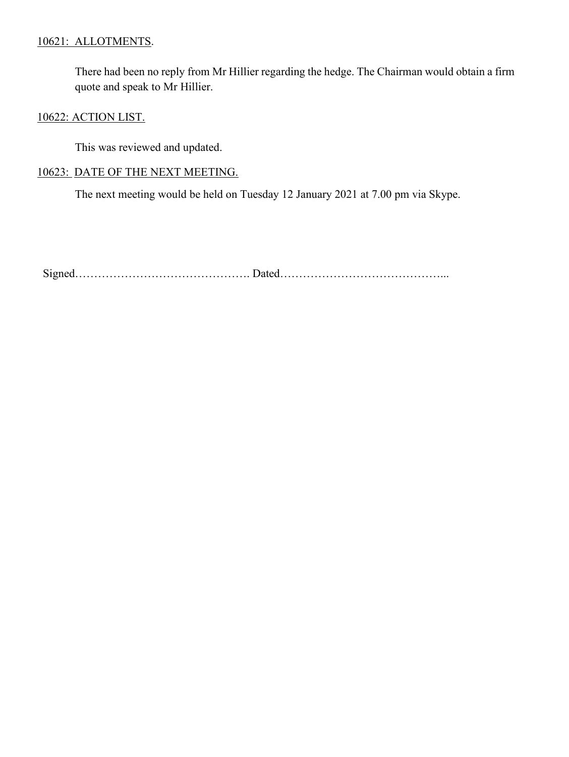10621: ALLOTMENTS.

There had been no reply from Mr Hillier regarding the hedge. The Chairman would obtain a firm quote and speak to Mr Hillier.

10622: ACTION LIST.

This was reviewed and updated.

10623: DATE OF THE NEXT MEETING.

The next meeting would be held on Tuesday 12 January 2021 at 7.00 pm via Skype.

Signed………………………………………. Dated……………………………………...